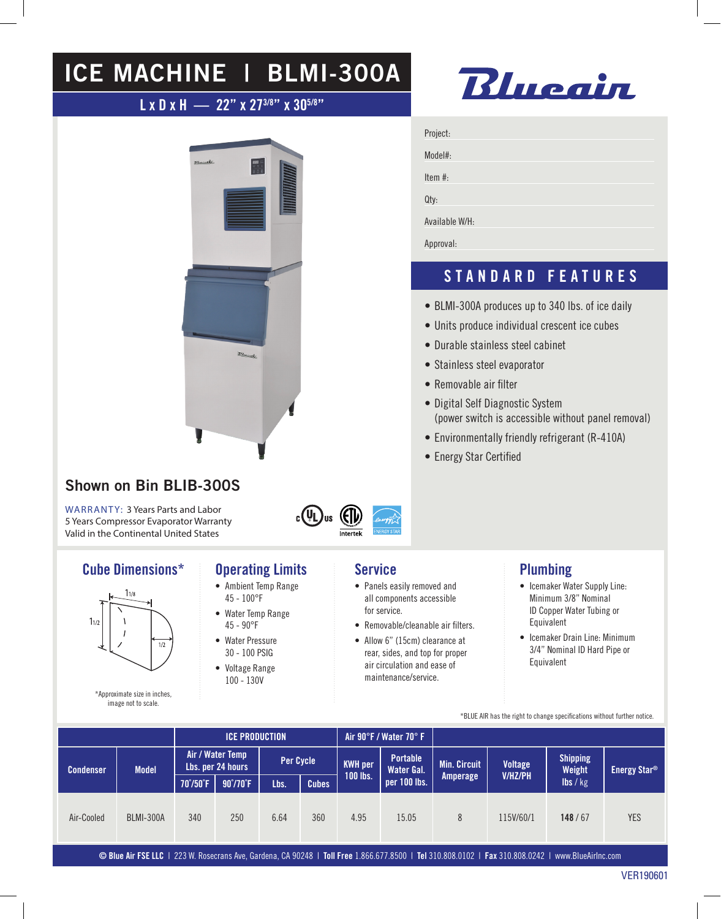# ICE MACHINE | BLMI-300A

**L x D x H — 22" x 27$^{3/8}$" x 30$^{5/8}$"**

Blueair

Project:

Model#:

Item #:

Qty:

Available W/H:

Approval:

## STANDARD FEATURES

- BLMI-300A produces up to 340 lbs. of ice daily
- Units produce individual crescent ice cubes
- Durable stainless steel cabinet
- Stainless steel evaporator
- Removable air filter
- Digital Self Diagnostic System (power switch is accessible without panel removal)
- Environmentally friendly refrigerant (R-410A)
- Energy Star Certified

### Shown on Bin BLIB-300S

WARRANTY: 3 Years Parts and Labor
5 Years Compressor Evaporator Warranty
Valid in the Continental United States

## Cube Dimensions*

1 1/8

1 1/2

1/2

*Approximate size in inches, image not to scale.

## Operating Limits

- Ambient Temp Range 45 - 100°F
- Water Temp Range 45 - 90°F
- Water Pressure 30 - 100 PSIG
- Voltage Range 100 - 130V

## Service

- Panels easily removed and all components accessible for service.
- Removable/cleanable air filters.
- Allow 6" (15cm) clearance at rear, sides, and top for proper air circulation and ease of maintenance/service.

## Plumbing

- Icemaker Water Supply Line: Minimum 3/8" Nominal ID Copper Water Tubing or Equivalent
- Icemaker Drain Line: Minimum 3/4" Nominal ID Hard Pipe or Equivalent

*BLUE AIR has the right to change specifications without further notice.

| | | ICE PRODUCTION | | | | Air 90°F / Water 70° F | | | | | |
|---|---|---|---|---|---|---|---|---|---|---|---|
| Condenser | Model | Air / Water Temp Lbs. per 24 hours | | Per Cycle | | KWH per 100 lbs. | Portable Water Gal. per 100 lbs. | Min. Circuit Amperage | Voltage V/HZ/PH | Shipping Weight lbs / kg | Energy Star® |
| | | 70°/50°F | 90°/70°F | Lbs. | Cubes | | | | | | |
| Air-Cooled | BLMI-300A | 340 | 250 | 6.64 | 360 | 4.95 | 15.05 | 8 | 115V/60/1 | **148** / 67 | YES |

© **Blue Air FSE LLC** | 223 W. Rosecrans Ave, Gardena, CA 90248 | **Toll Free** 1.866.677.8500 | **Tel** 310.808.0102 | **Fax** 310.808.0242 | www.BlueAirInc.com

VER190601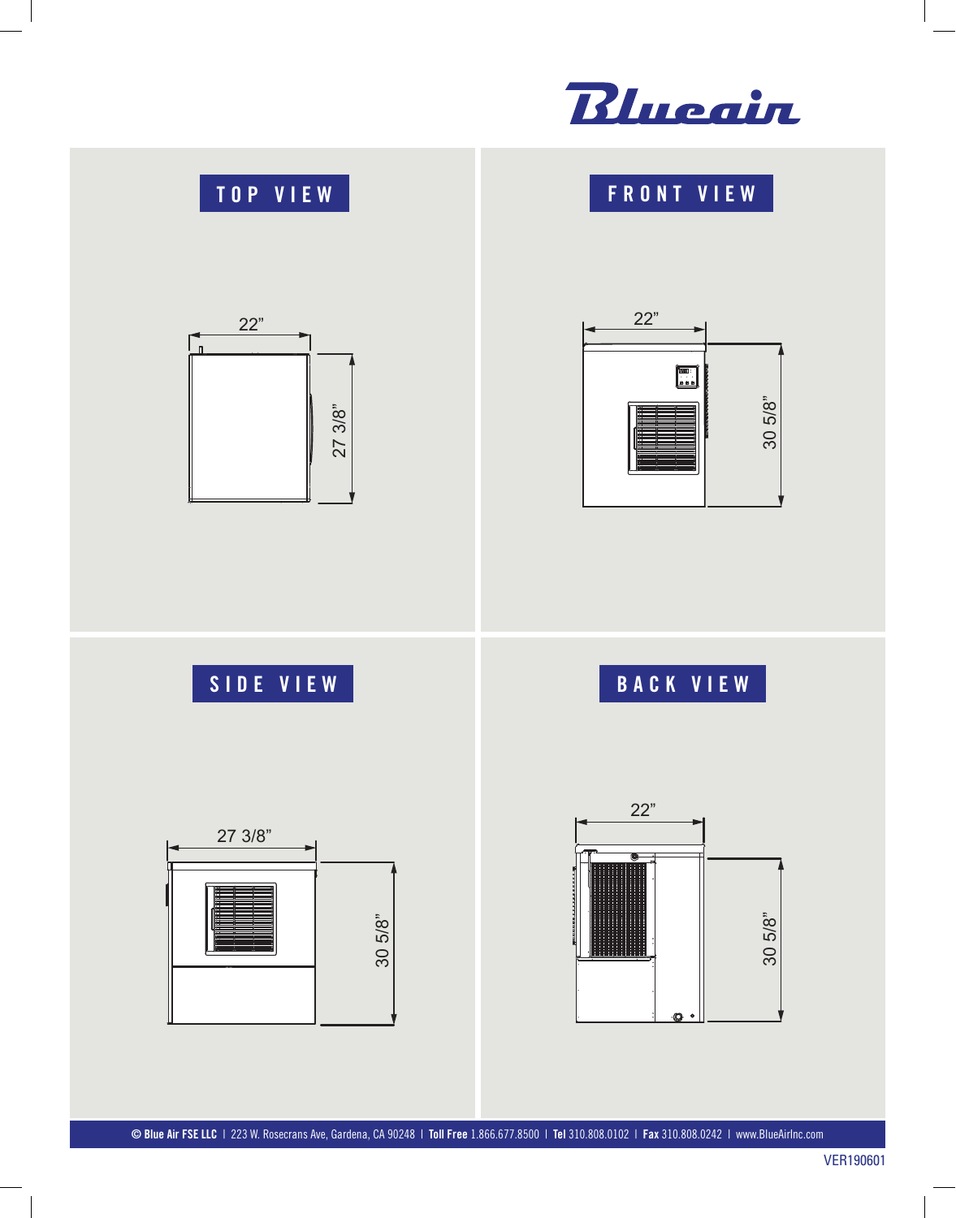Blueair

## TOP VIEW

22"

27 3/8"

## FRONT VIEW

22"

30 5/8"

## SIDE VIEW

27 3/8"

30 5/8"

## BACK VIEW

22"

30 5/8"

**© Blue Air FSE LLC** | 223 W. Rosecrans Ave, Gardena, CA 90248 | **Toll Free** 1.866.677.8500 | **Tel** 310.808.0102 | **Fax** 310.808.0242 | www.BlueAirInc.com

VER190601